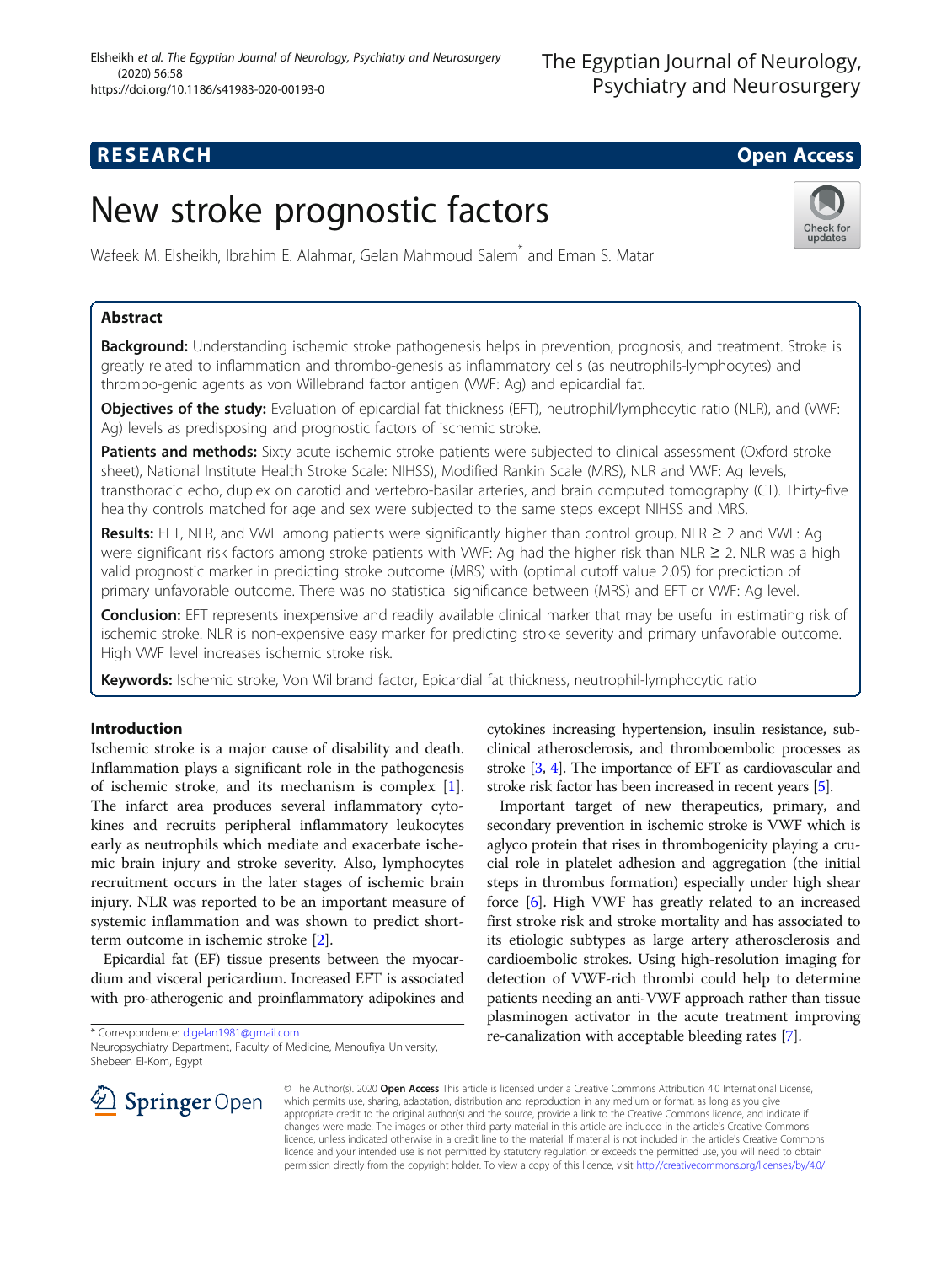RESEARCH Open Access

# New stroke prognostic factors

Wafeek M. Elsheikh, Ibrahim E. Alahmar, Gelan Mahmoud Salem* and Eman S. Matar

## Abstract

**Background:** Understanding ischemic stroke pathogenesis helps in prevention, prognosis, and treatment. Stroke is greatly related to inflammation and thrombo-genesis as inflammatory cells (as neutrophils-lymphocytes) and thrombo-genic agents as von Willebrand factor antigen (VWF: Ag) and epicardial fat.

**Objectives of the study:** Evaluation of epicardial fat thickness (EFT), neutrophil/lymphocytic ratio (NLR), and (VWF: Ag) levels as predisposing and prognostic factors of ischemic stroke.

**Patients and methods:** Sixty acute ischemic stroke patients were subjected to clinical assessment (Oxford stroke sheet), National Institute Health Stroke Scale: NIHSS), Modified Rankin Scale (MRS), NLR and VWF: Ag levels, transthoracic echo, duplex on carotid and vertebro-basilar arteries, and brain computed tomography (CT). Thirty-five healthy controls matched for age and sex were subjected to the same steps except NIHSS and MRS.

**Results:** EFT, NLR, and VWF among patients were significantly higher than control group. NLR ≥ 2 and VWF: Ag were significant risk factors among stroke patients with VWF: Ag had the higher risk than NLR ≥ 2. NLR was a high valid prognostic marker in predicting stroke outcome (MRS) with (optimal cutoff value 2.05) for prediction of primary unfavorable outcome. There was no statistical significance between (MRS) and EFT or VWF: Ag level.

**Conclusion:** EFT represents inexpensive and readily available clinical marker that may be useful in estimating risk of ischemic stroke. NLR is non-expensive easy marker for predicting stroke severity and primary unfavorable outcome. High VWF level increases ischemic stroke risk.

**Keywords:** Ischemic stroke, Von Willbrand factor, Epicardial fat thickness, neutrophil-lymphocytic ratio

## Introduction

Ischemic stroke is a major cause of disability and death. Inflammation plays a significant role in the pathogenesis of ischemic stroke, and its mechanism is complex [1]. The infarct area produces several inflammatory cytokines and recruits peripheral inflammatory leukocytes early as neutrophils which mediate and exacerbate ischemic brain injury and stroke severity. Also, lymphocytes recruitment occurs in the later stages of ischemic brain injury. NLR was reported to be an important measure of systemic inflammation and was shown to predict short-term outcome in ischemic stroke [2].

Epicardial fat (EF) tissue presents between the myocardium and visceral pericardium. Increased EFT is associated with pro-atherogenic and proinflammatory adipokines and cytokines increasing hypertension, insulin resistance, subclinical atherosclerosis, and thromboembolic processes as stroke [3, 4]. The importance of EFT as cardiovascular and stroke risk factor has been increased in recent years [5].

Important target of new therapeutics, primary, and secondary prevention in ischemic stroke is VWF which is aglyco protein that rises in thrombogenicity playing a crucial role in platelet adhesion and aggregation (the initial steps in thrombus formation) especially under high shear force [6]. High VWF has greatly related to an increased first stroke risk and stroke mortality and has associated to its etiologic subtypes as large artery atherosclerosis and cardioembolic strokes. Using high-resolution imaging for detection of VWF-rich thrombi could help to determine patients needing an anti-VWF approach rather than tissue plasminogen activator in the acute treatment improving re-canalization with acceptable bleeding rates [7].

\* Correspondence: d.gelan1981@gmail.com
Neuropsychiatry Department, Faculty of Medicine, Menoufiya University, Shebeen El-Kom, Egypt

© The Author(s). 2020 **Open Access** This article is licensed under a Creative Commons Attribution 4.0 International License, which permits use, sharing, adaptation, distribution and reproduction in any medium or format, as long as you give appropriate credit to the original author(s) and the source, provide a link to the Creative Commons licence, and indicate if changes were made. The images or other third party material in this article are included in the article's Creative Commons licence, unless indicated otherwise in a credit line to the material. If material is not included in the article's Creative Commons licence and your intended use is not permitted by statutory regulation or exceeds the permitted use, you will need to obtain permission directly from the copyright holder. To view a copy of this licence, visit http://creativecommons.org/licenses/by/4.0/.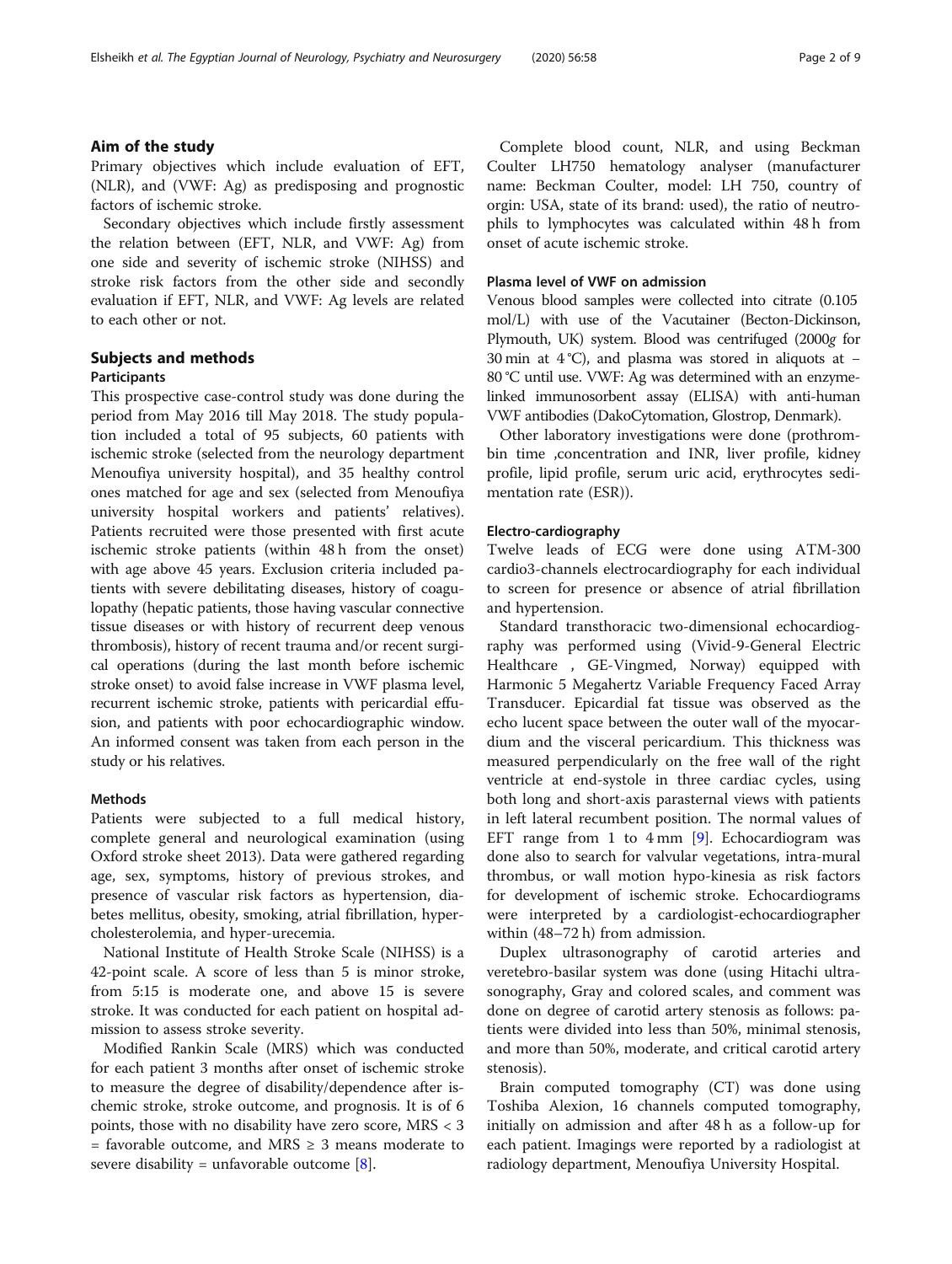## Aim of the study

Primary objectives which include evaluation of EFT, (NLR), and (VWF: Ag) as predisposing and prognostic factors of ischemic stroke.

Secondary objectives which include firstly assessment the relation between (EFT, NLR, and VWF: Ag) from one side and severity of ischemic stroke (NIHSS) and stroke risk factors from the other side and secondly evaluation if EFT, NLR, and VWF: Ag levels are related to each other or not.

## Subjects and methods

### Participants

This prospective case-control study was done during the period from May 2016 till May 2018. The study population included a total of 95 subjects, 60 patients with ischemic stroke (selected from the neurology department Menoufiya university hospital), and 35 healthy control ones matched for age and sex (selected from Menoufiya university hospital workers and patients' relatives). Patients recruited were those presented with first acute ischemic stroke patients (within 48 h from the onset) with age above 45 years. Exclusion criteria included patients with severe debilitating diseases, history of coagulopathy (hepatic patients, those having vascular connective tissue diseases or with history of recurrent deep venous thrombosis), history of recent trauma and/or recent surgical operations (during the last month before ischemic stroke onset) to avoid false increase in VWF plasma level, recurrent ischemic stroke, patients with pericardial effusion, and patients with poor echocardiographic window. An informed consent was taken from each person in the study or his relatives.

### Methods

Patients were subjected to a full medical history, complete general and neurological examination (using Oxford stroke sheet 2013). Data were gathered regarding age, sex, symptoms, history of previous strokes, and presence of vascular risk factors as hypertension, diabetes mellitus, obesity, smoking, atrial fibrillation, hypercholesterolemia, and hyper-urecemia.

National Institute of Health Stroke Scale (NIHSS) is a 42-point scale. A score of less than 5 is minor stroke, from 5:15 is moderate one, and above 15 is severe stroke. It was conducted for each patient on hospital admission to assess stroke severity.

Modified Rankin Scale (MRS) which was conducted for each patient 3 months after onset of ischemic stroke to measure the degree of disability/dependence after ischemic stroke, stroke outcome, and prognosis. It is of 6 points, those with no disability have zero score, MRS < 3 = favorable outcome, and MRS ≥ 3 means moderate to severe disability = unfavorable outcome [8].

Complete blood count, NLR, and using Beckman Coulter LH750 hematology analyser (manufacturer name: Beckman Coulter, model: LH 750, country of orgin: USA, state of its brand: used), the ratio of neutrophils to lymphocytes was calculated within 48 h from onset of acute ischemic stroke.

### Plasma level of VWF on admission

Venous blood samples were collected into citrate (0.105 mol/L) with use of the Vacutainer (Becton-Dickinson, Plymouth, UK) system. Blood was centrifuged (2000*g* for 30 min at 4 °C), and plasma was stored in aliquots at − 80 °C until use. VWF: Ag was determined with an enzyme-linked immunosorbent assay (ELISA) with anti-human VWF antibodies (DakoCytomation, Glostrop, Denmark).

Other laboratory investigations were done (prothrombin time ,concentration and INR, liver profile, kidney profile, lipid profile, serum uric acid, erythrocytes sedimentation rate (ESR)).

### Electro-cardiography

Twelve leads of ECG were done using ATM-300 cardio3-channels electrocardiography for each individual to screen for presence or absence of atrial fibrillation and hypertension.

Standard transthoracic two-dimensional echocardiography was performed using (Vivid-9-General Electric Healthcare , GE-Vingmed, Norway) equipped with Harmonic 5 Megahertz Variable Frequency Faced Array Transducer. Epicardial fat tissue was observed as the echo lucent space between the outer wall of the myocardium and the visceral pericardium. This thickness was measured perpendicularly on the free wall of the right ventricle at end-systole in three cardiac cycles, using both long and short-axis parasternal views with patients in left lateral recumbent position. The normal values of EFT range from 1 to 4 mm [9]. Echocardiogram was done also to search for valvular vegetations, intra-mural thrombus, or wall motion hypo-kinesia as risk factors for development of ischemic stroke. Echocardiograms were interpreted by a cardiologist-echocardiographer within (48–72 h) from admission.

Duplex ultrasonography of carotid arteries and veretebro-basilar system was done (using Hitachi ultrasonography, Gray and colored scales, and comment was done on degree of carotid artery stenosis as follows: patients were divided into less than 50%, minimal stenosis, and more than 50%, moderate, and critical carotid artery stenosis).

Brain computed tomography (CT) was done using Toshiba Alexion, 16 channels computed tomography, initially on admission and after 48 h as a follow-up for each patient. Imagings were reported by a radiologist at radiology department, Menoufiya University Hospital.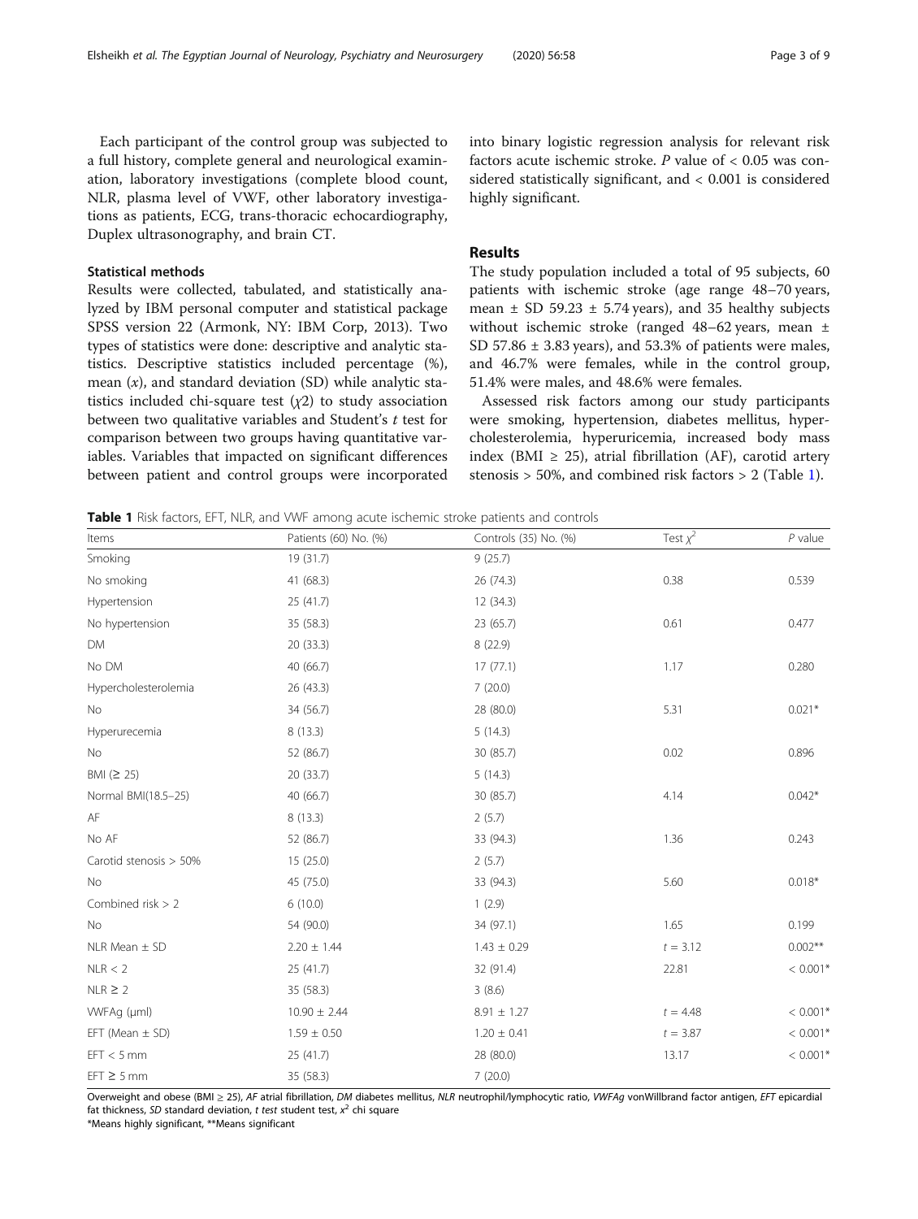Each participant of the control group was subjected to a full history, complete general and neurological examination, laboratory investigations (complete blood count, NLR, plasma level of VWF, other laboratory investigations as patients, ECG, trans-thoracic echocardiography, Duplex ultrasonography, and brain CT.

### Statistical methods

Results were collected, tabulated, and statistically analyzed by IBM personal computer and statistical package SPSS version 22 (Armonk, NY: IBM Corp, 2013). Two types of statistics were done: descriptive and analytic statistics. Descriptive statistics included percentage (%), mean ($x$), and standard deviation (SD) while analytic statistics included chi-square test ($\chi2$) to study association between two qualitative variables and Student's $t$ test for comparison between two groups having quantitative variables. Variables that impacted on significant differences between patient and control groups were incorporated into binary logistic regression analysis for relevant risk factors acute ischemic stroke. $P$ value of < 0.05 was considered statistically significant, and < 0.001 is considered highly significant.

## Results

The study population included a total of 95 subjects, 60 patients with ischemic stroke (age range 48–70 years, mean ± SD 59.23 ± 5.74 years), and 35 healthy subjects without ischemic stroke (ranged 48–62 years, mean ± SD 57.86 ± 3.83 years), and 53.3% of patients were males, and 46.7% were females, while in the control group, 51.4% were males, and 48.6% were females.

Assessed risk factors among our study participants were smoking, hypertension, diabetes mellitus, hypercholesterolemia, hyperuricemia, increased body mass index (BMI ≥ 25), atrial fibrillation (AF), carotid artery stenosis > 50%, and combined risk factors > 2 (Table 1).

**Table 1** Risk factors, EFT, NLR, and VWF among acute ischemic stroke patients and controls

| Items | Patients (60) No. (%) | Controls (35) No. (%) | Test $\chi^2$ | $P$ value |
|---|---|---|---|---|
| Smoking | 19 (31.7) | 9 (25.7) | | |
| No smoking | 41 (68.3) | 26 (74.3) | 0.38 | 0.539 |
| Hypertension | 25 (41.7) | 12 (34.3) | | |
| No hypertension | 35 (58.3) | 23 (65.7) | 0.61 | 0.477 |
| DM | 20 (33.3) | 8 (22.9) | | |
| No DM | 40 (66.7) | 17 (77.1) | 1.17 | 0.280 |
| Hypercholesterolemia | 26 (43.3) | 7 (20.0) | | |
| No | 34 (56.7) | 28 (80.0) | 5.31 | 0.021* |
| Hyperurecemia | 8 (13.3) | 5 (14.3) | | |
| No | 52 (86.7) | 30 (85.7) | 0.02 | 0.896 |
| BMI (≥ 25) | 20 (33.7) | 5 (14.3) | | |
| Normal BMI(18.5–25) | 40 (66.7) | 30 (85.7) | 4.14 | 0.042* |
| AF | 8 (13.3) | 2 (5.7) | | |
| No AF | 52 (86.7) | 33 (94.3) | 1.36 | 0.243 |
| Carotid stenosis > 50% | 15 (25.0) | 2 (5.7) | | |
| No | 45 (75.0) | 33 (94.3) | 5.60 | 0.018* |
| Combined risk > 2 | 6 (10.0) | 1 (2.9) | | |
| No | 54 (90.0) | 34 (97.1) | 1.65 | 0.199 |
| NLR Mean ± SD | 2.20 ± 1.44 | 1.43 ± 0.29 | $t$ = 3.12 | 0.002** |
| NLR < 2 | 25 (41.7) | 32 (91.4) | 22.81 | < 0.001* |
| NLR ≥ 2 | 35 (58.3) | 3 (8.6) | | |
| VWFAg (μml) | 10.90 ± 2.44 | 8.91 ± 1.27 | $t$ = 4.48 | < 0.001* |
| EFT (Mean ± SD) | 1.59 ± 0.50 | 1.20 ± 0.41 | $t$ = 3.87 | < 0.001* |
| EFT < 5 mm | 25 (41.7) | 28 (80.0) | 13.17 | < 0.001* |
| EFT ≥ 5 mm | 35 (58.3) | 7 (20.0) | | |

Overweight and obese (BMI ≥ 25), *AF* atrial fibrillation, *DM* diabetes mellitus, *NLR* neutrophil/lymphocytic ratio, *VWFAg* vonWillbrand factor antigen, *EFT* epicardial fat thickness, *SD* standard deviation, *t test* student test, $x^2$ chi square

*Means highly significant, **Means significant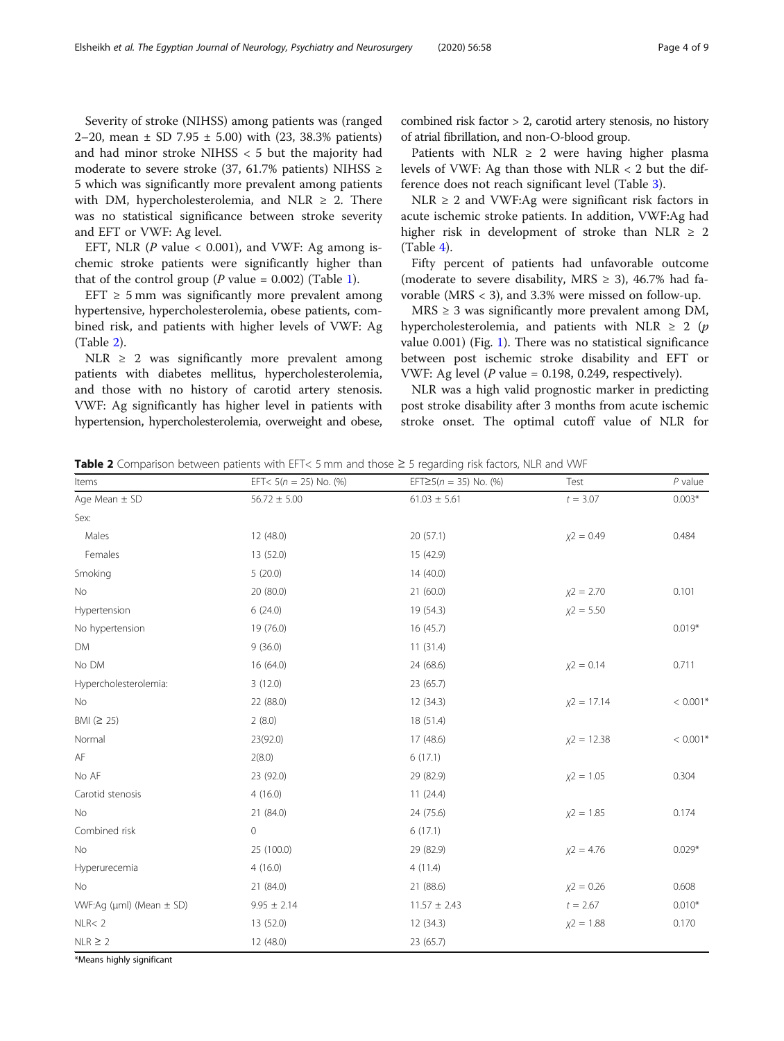Severity of stroke (NIHSS) among patients was (ranged 2–20, mean ± SD 7.95 ± 5.00) with (23, 38.3% patients) and had minor stroke NIHSS < 5 but the majority had moderate to severe stroke (37, 61.7% patients) NIHSS ≥ 5 which was significantly more prevalent among patients with DM, hypercholesterolemia, and NLR ≥ 2. There was no statistical significance between stroke severity and EFT or VWF: Ag level.

EFT, NLR (*P* value < 0.001), and VWF: Ag among ischemic stroke patients were significantly higher than that of the control group (*P* value = 0.002) (Table 1).

EFT ≥ 5 mm was significantly more prevalent among hypertensive, hypercholesterolemia, obese patients, combined risk, and patients with higher levels of VWF: Ag (Table 2).

NLR ≥ 2 was significantly more prevalent among patients with diabetes mellitus, hypercholesterolemia, and those with no history of carotid artery stenosis. VWF: Ag significantly has higher level in patients with hypertension, hypercholesterolemia, overweight and obese, combined risk factor > 2, carotid artery stenosis, no history of atrial fibrillation, and non-O-blood group.

Patients with NLR ≥ 2 were having higher plasma levels of VWF: Ag than those with NLR < 2 but the difference does not reach significant level (Table 3).

NLR ≥ 2 and VWF:Ag were significant risk factors in acute ischemic stroke patients. In addition, VWF:Ag had higher risk in development of stroke than NLR ≥ 2 (Table 4).

Fifty percent of patients had unfavorable outcome (moderate to severe disability, MRS ≥ 3), 46.7% had favorable (MRS < 3), and 3.3% were missed on follow-up.

MRS ≥ 3 was significantly more prevalent among DM, hypercholesterolemia, and patients with NLR ≥ 2 (*p* value 0.001) (Fig. 1). There was no statistical significance between post ischemic stroke disability and EFT or VWF: Ag level (*P* value = 0.198, 0.249, respectively).

NLR was a high valid prognostic marker in predicting post stroke disability after 3 months from acute ischemic stroke onset. The optimal cutoff value of NLR for

**Table 2** Comparison between patients with EFT< 5 mm and those ≥ 5 regarding risk factors, NLR and VWF

| Items | EFT< 5(n = 25) No. (%) | EFT≥5(n = 35) No. (%) | Test | *P* value |
|---|---|---|---|---|
| Age Mean ± SD | 56.72 ± 5.00 | 61.03 ± 5.61 | $t = 3.07$ | 0.003* |
| Sex: | | | | |
| Males | 12 (48.0) | 20 (57.1) | $\chi2 = 0.49$ | 0.484 |
| Females | 13 (52.0) | 15 (42.9) | | |
| Smoking | 5 (20.0) | 14 (40.0) | | |
| No | 20 (80.0) | 21 (60.0) | $\chi2 = 2.70$ | 0.101 |
| Hypertension | 6 (24.0) | 19 (54.3) | $\chi2 = 5.50$ | |
| No hypertension | 19 (76.0) | 16 (45.7) | | 0.019* |
| DM | 9 (36.0) | 11 (31.4) | | |
| No DM | 16 (64.0) | 24 (68.6) | $\chi2 = 0.14$ | 0.711 |
| Hypercholesterolemia: | 3 (12.0) | 23 (65.7) | | |
| No | 22 (88.0) | 12 (34.3) | $\chi2 = 17.14$ | < 0.001* |
| BMI (≥ 25) | 2 (8.0) | 18 (51.4) | | |
| Normal | 23(92.0) | 17 (48.6) | $\chi2 = 12.38$ | < 0.001* |
| AF | 2(8.0) | 6 (17.1) | | |
| No AF | 23 (92.0) | 29 (82.9) | $\chi2 = 1.05$ | 0.304 |
| Carotid stenosis | 4 (16.0) | 11 (24.4) | | |
| No | 21 (84.0) | 24 (75.6) | $\chi2 = 1.85$ | 0.174 |
| Combined risk | 0 | 6 (17.1) | | |
| No | 25 (100.0) | 29 (82.9) | $\chi2 = 4.76$ | 0.029* |
| Hyperurecemia | 4 (16.0) | 4 (11.4) | | |
| No | 21 (84.0) | 21 (88.6) | $\chi2 = 0.26$ | 0.608 |
| VWF:Ag (μml) (Mean ± SD) | 9.95 ± 2.14 | 11.57 ± 2.43 | $t = 2.67$ | 0.010* |
| NLR< 2 | 13 (52.0) | 12 (34.3) | $\chi2 = 1.88$ | 0.170 |
| NLR ≥ 2 | 12 (48.0) | 23 (65.7) | | |

*Means highly significant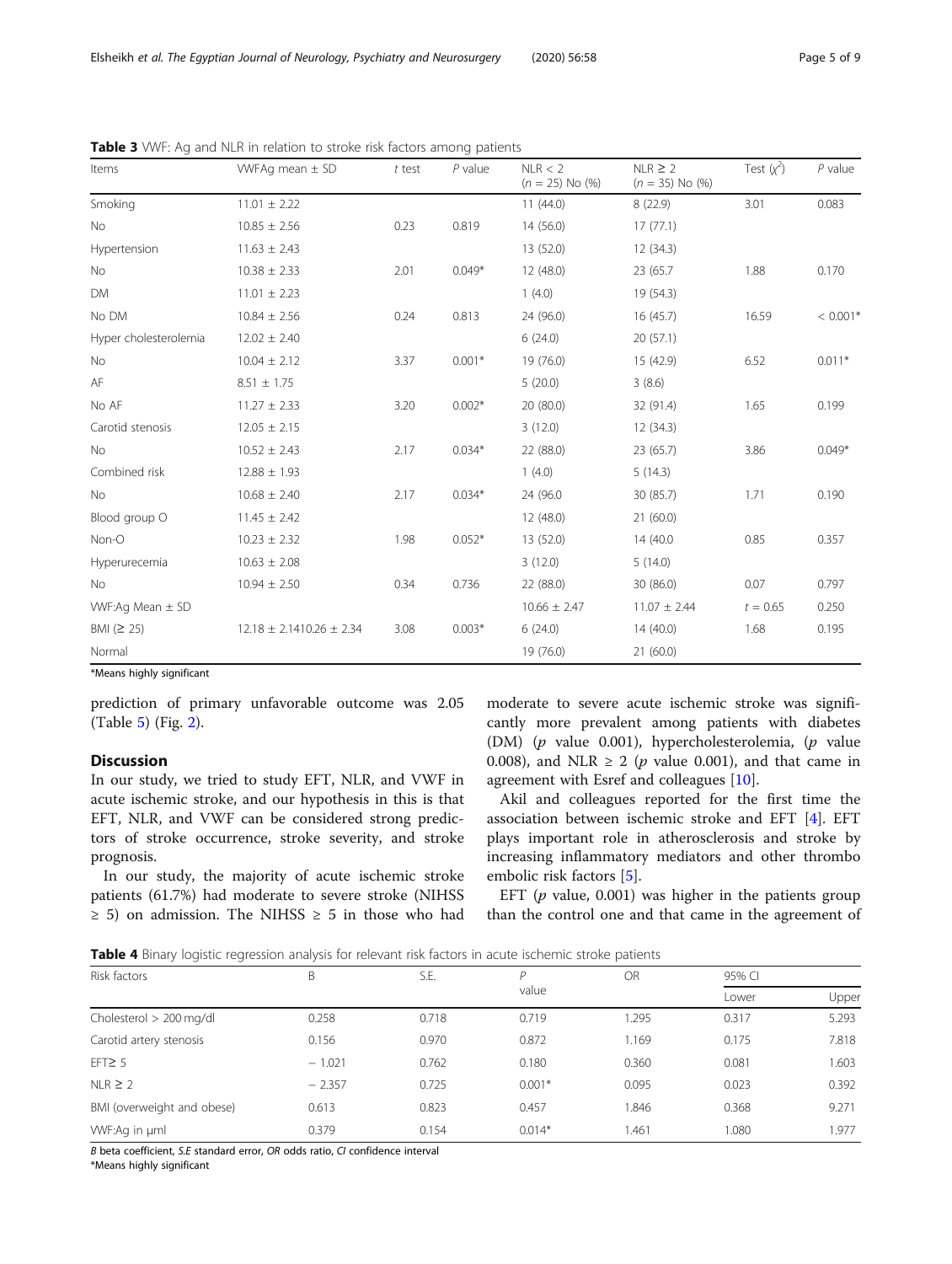**Table 3** VWF: Ag and NLR in relation to stroke risk factors among patients

| Items | VWFAg mean ± SD | *t* test | *P* value | NLR < 2 (*n* = 25) No (%) | NLR ≥ 2 (*n* = 35) No (%) | Test ($\chi^2$) | *P* value |
|---|---|---|---|---|---|---|---|
| Smoking | 11.01 ± 2.22 | | | 11 (44.0) | 8 (22.9) | 3.01 | 0.083 |
| No | 10.85 ± 2.56 | 0.23 | 0.819 | 14 (56.0) | 17 (77.1) | | |
| Hypertension | 11.63 ± 2.43 | | | 13 (52.0) | 12 (34.3) | | |
| No | 10.38 ± 2.33 | 2.01 | 0.049* | 12 (48.0) | 23 (65.7 | 1.88 | 0.170 |
| DM | 11.01 ± 2.23 | | | 1 (4.0) | 19 (54.3) | | |
| No DM | 10.84 ± 2.56 | 0.24 | 0.813 | 24 (96.0) | 16 (45.7) | 16.59 | < 0.001* |
| Hyper cholesterolemia | 12.02 ± 2.40 | | | 6 (24.0) | 20 (57.1) | | |
| No | 10.04 ± 2.12 | 3.37 | 0.001* | 19 (76.0) | 15 (42.9) | 6.52 | 0.011* |
| AF | 8.51 ± 1.75 | | | 5 (20.0) | 3 (8.6) | | |
| No AF | 11.27 ± 2.33 | 3.20 | 0.002* | 20 (80.0) | 32 (91.4) | 1.65 | 0.199 |
| Carotid stenosis | 12.05 ± 2.15 | | | 3 (12.0) | 12 (34.3) | | |
| No | 10.52 ± 2.43 | 2.17 | 0.034* | 22 (88.0) | 23 (65.7) | 3.86 | 0.049* |
| Combined risk | 12.88 ± 1.93 | | | 1 (4.0) | 5 (14.3) | | |
| No | 10.68 ± 2.40 | 2.17 | 0.034* | 24 (96.0 | 30 (85.7) | 1.71 | 0.190 |
| Blood group O | 11.45 ± 2.42 | | | 12 (48.0) | 21 (60.0) | | |
| Non-O | 10.23 ± 2.32 | 1.98 | 0.052* | 13 (52.0) | 14 (40.0 | 0.85 | 0.357 |
| Hyperurecemia | 10.63 ± 2.08 | | | 3 (12.0) | 5 (14.0) | | |
| No | 10.94 ± 2.50 | 0.34 | 0.736 | 22 (88.0) | 30 (86.0) | 0.07 | 0.797 |
| VWF:Ag Mean ± SD | | | | 10.66 ± 2.47 | 11.07 ± 2.44 | *t* = 0.65 | 0.250 |
| BMI (≥ 25) | 12.18 ± 2.1410.26 ± 2.34 | 3.08 | 0.003* | 6 (24.0) | 14 (40.0) | 1.68 | 0.195 |
| Normal | | | | 19 (76.0) | 21 (60.0) | | |

*Means highly significant

prediction of primary unfavorable outcome was 2.05 (Table 5) (Fig. 2).

## Discussion

In our study, we tried to study EFT, NLR, and VWF in acute ischemic stroke, and our hypothesis in this is that EFT, NLR, and VWF can be considered strong predictors of stroke occurrence, stroke severity, and stroke prognosis.

In our study, the majority of acute ischemic stroke patients (61.7%) had moderate to severe stroke (NIHSS ≥ 5) on admission. The NIHSS ≥ 5 in those who had moderate to severe acute ischemic stroke was significantly more prevalent among patients with diabetes (DM) (*p* value 0.001), hypercholesterolemia, (*p* value 0.008), and NLR ≥ 2 (*p* value 0.001), and that came in agreement with Esref and colleagues [10].

Akil and colleagues reported for the first time the association between ischemic stroke and EFT [4]. EFT plays important role in atherosclerosis and stroke by increasing inflammatory mediators and other thrombo embolic risk factors [5].

EFT (*p* value, 0.001) was higher in the patients group than the control one and that came in the agreement of

**Table 4** Binary logistic regression analysis for relevant risk factors in acute ischemic stroke patients

| Risk factors | B | S.E. | *P* value | OR | 95% CI | |
|---|---|---|---|---|---|---|
| | | | | | Lower | Upper |
| Cholesterol > 200 mg/dl | 0.258 | 0.718 | 0.719 | 1.295 | 0.317 | 5.293 |
| Carotid artery stenosis | 0.156 | 0.970 | 0.872 | 1.169 | 0.175 | 7.818 |
| EFT≥ 5 | − 1.021 | 0.762 | 0.180 | 0.360 | 0.081 | 1.603 |
| NLR ≥ 2 | − 2.357 | 0.725 | 0.001* | 0.095 | 0.023 | 0.392 |
| BMI (overweight and obese) | 0.613 | 0.823 | 0.457 | 1.846 | 0.368 | 9.271 |
| VWF:Ag in µml | 0.379 | 0.154 | 0.014* | 1.461 | 1.080 | 1.977 |

*B* beta coefficient, *S.E* standard error, *OR* odds ratio, *CI* confidence interval
*Means highly significant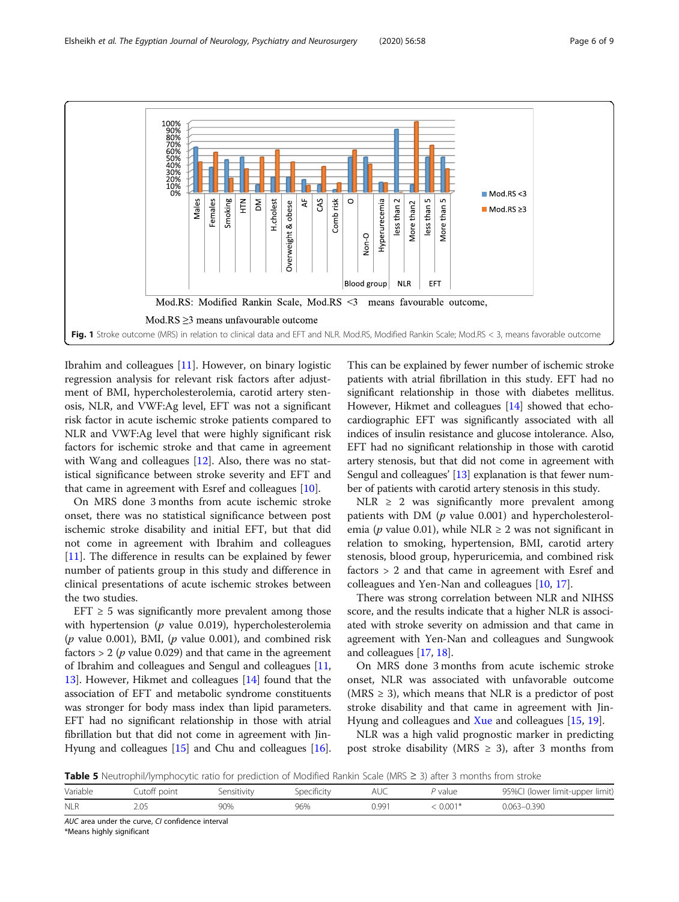Mod.RS: Modified Rankin Scale, Mod.RS <3 means favourable outcome,

Mod.RS ≥3 means unfavourable outcome

**Fig. 1** Stroke outcome (MRS) in relation to clinical data and EFT and NLR. Mod.RS, Modified Rankin Scale; Mod.RS < 3, means favorable outcome

Ibrahim and colleagues [11]. However, on binary logistic regression analysis for relevant risk factors after adjustment of BMI, hypercholesterolemia, carotid artery stenosis, NLR, and VWF:Ag level, EFT was not a significant risk factor in acute ischemic stroke patients compared to NLR and VWF:Ag level that were highly significant risk factors for ischemic stroke and that came in agreement with Wang and colleagues [12]. Also, there was no statistical significance between stroke severity and EFT and that came in agreement with Esref and colleagues [10].

On MRS done 3 months from acute ischemic stroke onset, there was no statistical significance between post ischemic stroke disability and initial EFT, but that did not come in agreement with Ibrahim and colleagues [11]. The difference in results can be explained by fewer number of patients group in this study and difference in clinical presentations of acute ischemic strokes between the two studies.

EFT ≥ 5 was significantly more prevalent among those with hypertension ($p$ value 0.019), hypercholesterolemia ($p$ value 0.001), BMI, ($p$ value 0.001), and combined risk factors > 2 ($p$ value 0.029) and that came in the agreement of Ibrahim and colleagues and Sengul and colleagues [11, 13]. However, Hikmet and colleagues [14] found that the association of EFT and metabolic syndrome constituents was stronger for body mass index than lipid parameters. EFT had no significant relationship in those with atrial fibrillation but that did not come in agreement with Jin-Hyung and colleagues [15] and Chu and colleagues [16]. This can be explained by fewer number of ischemic stroke patients with atrial fibrillation in this study. EFT had no significant relationship in those with diabetes mellitus. However, Hikmet and colleagues [14] showed that echocardiographic EFT was significantly associated with all indices of insulin resistance and glucose intolerance. Also, EFT had no significant relationship in those with carotid artery stenosis, but that did not come in agreement with Sengul and colleagues' [13] explanation is that fewer number of patients with carotid artery stenosis in this study.

NLR ≥ 2 was significantly more prevalent among patients with DM ($p$ value 0.001) and hypercholesterolemia ($p$ value 0.01), while NLR ≥ 2 was not significant in relation to smoking, hypertension, BMI, carotid artery stenosis, blood group, hyperuricemia, and combined risk factors > 2 and that came in agreement with Esref and colleagues and Yen-Nan and colleagues [10, 17].

There was strong correlation between NLR and NIHSS score, and the results indicate that a higher NLR is associated with stroke severity on admission and that came in agreement with Yen-Nan and colleagues and Sungwook and colleagues [17, 18].

On MRS done 3 months from acute ischemic stroke onset, NLR was associated with unfavorable outcome (MRS ≥ 3), which means that NLR is a predictor of post stroke disability and that came in agreement with Jin-Hyung and colleagues and Xue and colleagues [15, 19].

NLR was a high valid prognostic marker in predicting post stroke disability (MRS ≥ 3), after 3 months from

**Table 5** Neutrophil/lymphocytic ratio for prediction of Modified Rankin Scale (MRS ≥ 3) after 3 months from stroke

| Variable | Cutoff point | Sensitivity | Specificity | AUC | *P* value | 95%CI (lower limit-upper limit) |
|---|---|---|---|---|---|---|
| NLR | 2.05 | 90% | 96% | 0.991 | < 0.001* | 0.063–0.390 |

*AUC* area under the curve, *CI* confidence interval
*Means highly significant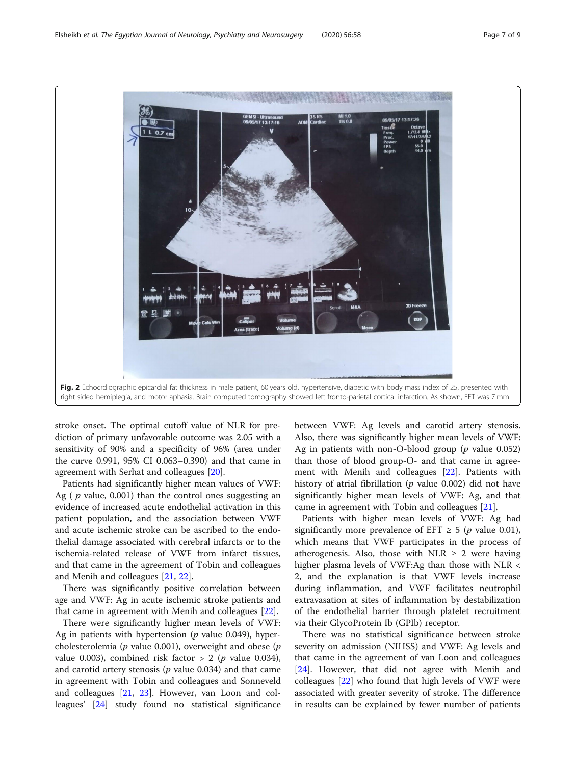**Fig. 2** Echocrdiographic epicardial fat thickness in male patient, 60 years old, hypertensive, diabetic with body mass index of 25, presented with right sided hemiplegia, and motor aphasia. Brain computed tomography showed left fronto-parietal cortical infarction. As shown, EFT was 7 mm

stroke onset. The optimal cutoff value of NLR for prediction of primary unfavorable outcome was 2.05 with a sensitivity of 90% and a specificity of 96% (area under the curve 0.991, 95% CI 0.063–0.390) and that came in agreement with Serhat and colleagues [20].

Patients had significantly higher mean values of VWF: Ag ( *p* value, 0.001) than the control ones suggesting an evidence of increased acute endothelial activation in this patient population, and the association between VWF and acute ischemic stroke can be ascribed to the endothelial damage associated with cerebral infarcts or to the ischemia-related release of VWF from infarct tissues, and that came in the agreement of Tobin and colleagues and Menih and colleagues [21, 22].

There was significantly positive correlation between age and VWF: Ag in acute ischemic stroke patients and that came in agreement with Menih and colleagues [22].

There were significantly higher mean levels of VWF: Ag in patients with hypertension (*p* value 0.049), hypercholesterolemia (*p* value 0.001), overweight and obese (*p* value 0.003), combined risk factor > 2 (*p* value 0.034), and carotid artery stenosis (*p* value 0.034) and that came in agreement with Tobin and colleagues and Sonneveld and colleagues [21, 23]. However, van Loon and colleagues' [24] study found no statistical significance between VWF: Ag levels and carotid artery stenosis. Also, there was significantly higher mean levels of VWF: Ag in patients with non-O-blood group (*p* value 0.052) than those of blood group-O- and that came in agreement with Menih and colleagues [22]. Patients with history of atrial fibrillation (*p* value 0.002) did not have significantly higher mean levels of VWF: Ag, and that came in agreement with Tobin and colleagues [21].

Patients with higher mean levels of VWF: Ag had significantly more prevalence of EFT ≥ 5 (*p* value 0.01), which means that VWF participates in the process of atherogenesis. Also, those with NLR ≥ 2 were having higher plasma levels of VWF:Ag than those with NLR < 2, and the explanation is that VWF levels increase during inflammation, and VWF facilitates neutrophil extravasation at sites of inflammation by destabilization of the endothelial barrier through platelet recruitment via their GlycoProtein Ib (GPIb) receptor.

There was no statistical significance between stroke severity on admission (NIHSS) and VWF: Ag levels and that came in the agreement of van Loon and colleagues [24]. However, that did not agree with Menih and colleagues [22] who found that high levels of VWF were associated with greater severity of stroke. The difference in results can be explained by fewer number of patients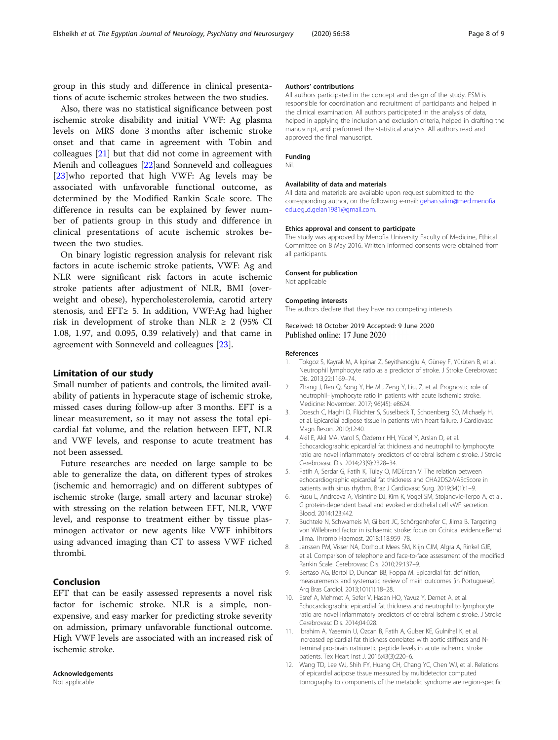group in this study and difference in clinical presentations of acute ischemic strokes between the two studies.

Also, there was no statistical significance between post ischemic stroke disability and initial VWF: Ag plasma levels on MRS done 3 months after ischemic stroke onset and that came in agreement with Tobin and colleagues [21] but that did not come in agreement with Menih and colleagues [22]and Sonneveld and colleagues [23]who reported that high VWF: Ag levels may be associated with unfavorable functional outcome, as determined by the Modified Rankin Scale score. The difference in results can be explained by fewer number of patients group in this study and difference in clinical presentations of acute ischemic strokes between the two studies.

On binary logistic regression analysis for relevant risk factors in acute ischemic stroke patients, VWF: Ag and NLR were significant risk factors in acute ischemic stroke patients after adjustment of NLR, BMI (overweight and obese), hypercholesterolemia, carotid artery stenosis, and EFT≥ 5. In addition, VWF:Ag had higher risk in development of stroke than NLR ≥ 2 (95% CI 1.08, 1.97, and 0.095, 0.39 relatively) and that came in agreement with Sonneveld and colleagues [23].

## Limitation of our study

Small number of patients and controls, the limited availability of patients in hyperacute stage of ischemic stroke, missed cases during follow-up after 3 months. EFT is a linear measurement, so it may not assess the total epicardial fat volume, and the relation between EFT, NLR and VWF levels, and response to acute treatment has not been assessed.

Future researches are needed on large sample to be able to generalize the data, on different types of strokes (ischemic and hemorragic) and on different subtypes of ischemic stroke (large, small artery and lacunar stroke) with stressing on the relation between EFT, NLR, VWF level, and response to treatment either by tissue plasminogen activator or new agents like VWF inhibitors using advanced imaging than CT to assess VWF riched thrombi.

## Conclusion

EFT that can be easily assessed represents a novel risk factor for ischemic stroke. NLR is a simple, non-expensive, and easy marker for predicting stroke severity on admission, primary unfavorable functional outcome. High VWF levels are associated with an increased risk of ischemic stroke.

#### Acknowledgements

Not applicable

#### Authors' contributions

All authors participated in the concept and design of the study. ESM is responsible for coordination and recruitment of participants and helped in the clinical examination. All authors participated in the analysis of data, helped in applying the inclusion and exclusion criteria, helped in drafting the manuscript, and performed the statistical analysis. All authors read and approved the final manuscript.

#### Funding

Nil.

#### Availability of data and materials

All data and materials are available upon request submitted to the corresponding author, on the following e-mail: gehan.salim@med.menofia.edu.eg.,d.gelan1981@gmail.com.

#### Ethics approval and consent to participate

The study was approved by Menofia University Faculty of Medicine, Ethical Committee on 8 May 2016. Written informed consents were obtained from all participants.

#### Consent for publication

Not applicable

#### Competing interests

The authors declare that they have no competing interests

Received: 18 October 2019 Accepted: 9 June 2020
Published online: 17 June 2020

#### References

1. Tokgoz S, Kayrak M, A kpinar Z, Seyithanoğlu A, Güney F, Yürüten B, et al. Neutrophil lymphocyte ratio as a predictor of stroke. J Stroke Cerebrovasc Dis. 2013;22:1169–74.
2. Zhang J, Ren Q, Song Y, He M , Zeng Y, Liu, Z, et al. Prognostic role of neutrophil–lymphocyte ratio in patients with acute ischemic stroke. Medicine: November. 2017; 96(45): e8624.
3. Doesch C, Haghi D, Flüchter S, Suselbeck T, Schoenberg SO, Michaely H, et al. Epicardial adipose tissue in patients with heart failure. J Cardiovasc Magn Reson. 2010;12:40.
4. Akil E, Akil MA, Varol S, Özdemir HH, Yücel Y, Arslan D, et al. Echocardiographic epicardial fat thickness and neutrophil to lymphocyte ratio are novel inflammatory predictors of cerebral ischemic stroke. J Stroke Cerebrovasc Dis. 2014;23(9):2328–34.
5. Fatih A, Serdar G, Fatih K, Tülay O, MDErcan V. The relation between echocardiographic epicardial fat thickness and CHA2DS2-VAScScore in patients with sinus rhythm. Braz J Cardiovasc Surg. 2019;34(1):1–9.
6. Rusu L, Andreeva A, Visintine DJ, Kim K, Vogel SM, Stojanovic-Terpo A, et al. G protein-dependent basal and evoked endothelial cell vWF secretion. Blood. 2014;123:442.
7. Buchtele N, Schwameis M, Gilbert JC, Schörgenhofer C, Jilma B. Targeting von Willebrand factor in ischaemic stroke: focus on Ccinical evidence.Bernd Jilma. Thromb Haemost. 2018;118:959–78.
8. Janssen PM, Visser NA, Dorhout Mees SM, Klijn CJM, Algra A, Rinkel GJE, et al. Comparison of telephone and face-to-face assessment of the modified Rankin Scale. Cerebrovasc Dis. 2010;29:137–9.
9. Bertaso AG, Bertol D, Duncan BB, Foppa M. Epicardial fat: definition, measurements and systematic review of main outcomes [in Portuguese]. Arq Bras Cardiol. 2013;101(1):18–28.
10. Esref A, Mehmet A, Sefer V, Hasan HO, Yavuz Y, Demet A, et al. Echocardiographic epicardial fat thickness and neutrophil to lymphocyte ratio are novel inflammatory predictors of cerebral ischemic stroke. J Stroke Cerebrovasc Dis. 2014;04:028.
11. Ibrahim A, Yasemin U, Ozcan B, Fatih A, Gulser KE, Gulnihal K, et al. Increased epicardial fat thickness correlates with aortic stiffness and N-terminal pro-brain natriuretic peptide levels in acute ischemic stroke patients. Tex Heart Inst J. 2016;43(3):220–6.
12. Wang TD, Lee WJ, Shih FY, Huang CH, Chang YC, Chen WJ, et al. Relations of epicardial adipose tissue measured by multidetector computed tomography to components of the metabolic syndrome are region-specific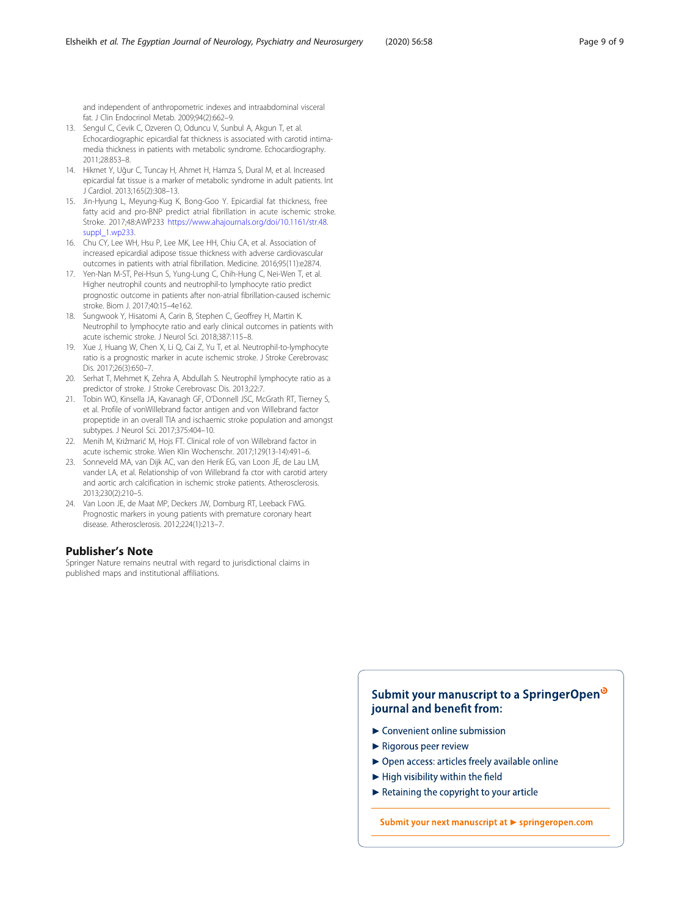and independent of anthropometric indexes and intraabdominal visceral fat. J Clin Endocrinol Metab. 2009;94(2):662–9.

13. Sengul C, Cevik C, Ozveren O, Oduncu V, Sunbul A, Akgun T, et al. Echocardiographic epicardial fat thickness is associated with carotid intima-media thickness in patients with metabolic syndrome. Echocardiography. 2011;28:853–8.
14. Hikmet Y, Uğur C, Tuncay H, Ahmet H, Hamza S, Dural M, et al. Increased epicardial fat tissue is a marker of metabolic syndrome in adult patients. Int J Cardiol. 2013;165(2):308–13.
15. Jin-Hyung L, Meyung-Kug K, Bong-Goo Y. Epicardial fat thickness, free fatty acid and pro-BNP predict atrial fibrillation in acute ischemic stroke. Stroke. 2017;48:AWP233 https://www.ahajournals.org/doi/10.1161/str.48.suppl_1.wp233.
16. Chu CY, Lee WH, Hsu P, Lee MK, Lee HH, Chiu CA, et al. Association of increased epicardial adipose tissue thickness with adverse cardiovascular outcomes in patients with atrial fibrillation. Medicine. 2016;95(11):e2874.
17. Yen-Nan M-ST, Pei-Hsun S, Yung-Lung C, Chih-Hung C, Nei-Wen T, et al. Higher neutrophil counts and neutrophil-to lymphocyte ratio predict prognostic outcome in patients after non-atrial fibrillation-caused ischemic stroke. Biom J. 2017;40:15–4e162.
18. Sungwook Y, Hisatomi A, Carin B, Stephen C, Geoffrey H, Martin K. Neutrophil to lymphocyte ratio and early clinical outcomes in patients with acute ischemic stroke. J Neurol Sci. 2018;387:115–8.
19. Xue J, Huang W, Chen X, Li Q, Cai Z, Yu T, et al. Neutrophil-to-lymphocyte ratio is a prognostic marker in acute ischemic stroke. J Stroke Cerebrovasc Dis. 2017;26(3):650–7.
20. Serhat T, Mehmet K, Zehra A, Abdullah S. Neutrophil lymphocyte ratio as a predictor of stroke. J Stroke Cerebrovasc Dis. 2013;22:7.
21. Tobin WO, Kinsella JA, Kavanagh GF, O'Donnell JSC, McGrath RT, Tierney S, et al. Profile of vonWillebrand factor antigen and von Willebrand factor propeptide in an overall TIA and ischaemic stroke population and amongst subtypes. J Neurol Sci. 2017;375:404–10.
22. Menih M, Križmarić M, Hojs FT. Clinical role of von Willebrand factor in acute ischemic stroke. Wien Klin Wochenschr. 2017;129(13-14):491–6.
23. Sonneveld MA, van Dijk AC, van den Herik EG, van Loon JE, de Lau LM, vander LA, et al. Relationship of von Willebrand fa ctor with carotid artery and aortic arch calcification in ischemic stroke patients. Atherosclerosis. 2013;230(2):210–5.
24. Van Loon JE, de Maat MP, Deckers JW, Domburg RT, Leeback FWG. Prognostic markers in young patients with premature coronary heart disease. Atherosclerosis. 2012;224(1):213–7.

## Publisher's Note

Springer Nature remains neutral with regard to jurisdictional claims in published maps and institutional affiliations.